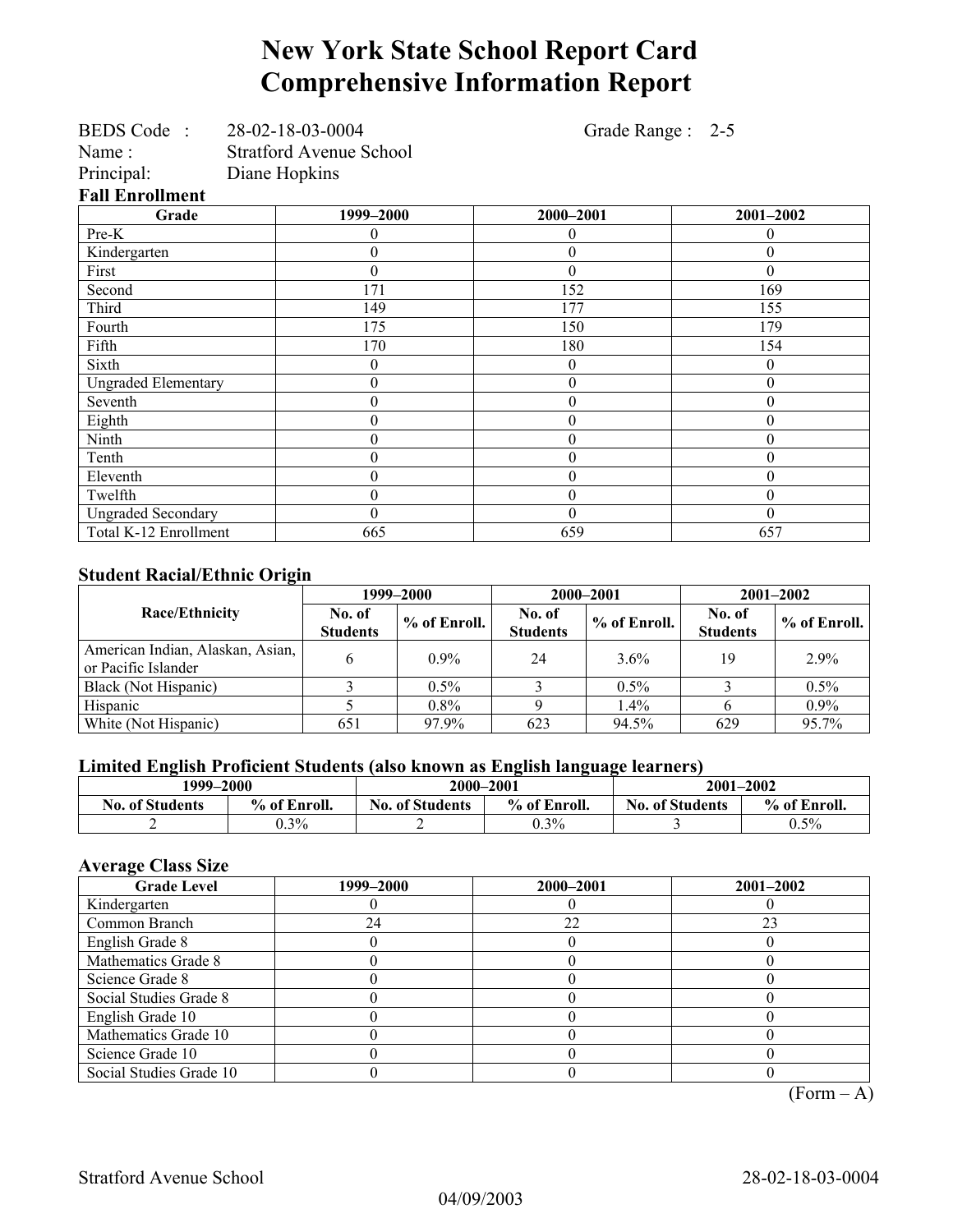# New York State School Report Card
# Comprehensive Information Report

BEDS Code : 28-02-18-03-0004 Grade Range : 2-5
Name : Stratford Avenue School
Principal: Diane Hopkins

### Fall Enrollment

| Grade | 1999–2000 | 2000–2001 | 2001–2002 |
|---|---|---|---|
| Pre-K | 0 | 0 | 0 |
| Kindergarten | 0 | 0 | 0 |
| First | 0 | 0 | 0 |
| Second | 171 | 152 | 169 |
| Third | 149 | 177 | 155 |
| Fourth | 175 | 150 | 179 |
| Fifth | 170 | 180 | 154 |
| Sixth | 0 | 0 | 0 |
| Ungraded Elementary | 0 | 0 | 0 |
| Seventh | 0 | 0 | 0 |
| Eighth | 0 | 0 | 0 |
| Ninth | 0 | 0 | 0 |
| Tenth | 0 | 0 | 0 |
| Eleventh | 0 | 0 | 0 |
| Twelfth | 0 | 0 | 0 |
| Ungraded Secondary | 0 | 0 | 0 |
| Total K-12 Enrollment | 665 | 659 | 657 |

### Student Racial/Ethnic Origin

| Race/Ethnicity | 1999–2000 | | 2000–2001 | | 2001–2002 | |
|---|---|---|---|---|---|---|
| | No. of Students | % of Enroll. | No. of Students | % of Enroll. | No. of Students | % of Enroll. |
| American Indian, Alaskan, Asian, or Pacific Islander | 6 | 0.9% | 24 | 3.6% | 19 | 2.9% |
| Black (Not Hispanic) | 3 | 0.5% | 3 | 0.5% | 3 | 0.5% |
| Hispanic | 5 | 0.8% | 9 | 1.4% | 6 | 0.9% |
| White (Not Hispanic) | 651 | 97.9% | 623 | 94.5% | 629 | 95.7% |

### Limited English Proficient Students (also known as English language learners)

| 1999–2000 | | 2000–2001 | | 2001–2002 | |
|---|---|---|---|---|---|
| No. of Students | % of Enroll. | No. of Students | % of Enroll. | No. of Students | % of Enroll. |
| 2 | 0.3% | 2 | 0.3% | 3 | 0.5% |

### Average Class Size

| Grade Level | 1999–2000 | 2000–2001 | 2001–2002 |
|---|---|---|---|
| Kindergarten | 0 | 0 | 0 |
| Common Branch | 24 | 22 | 23 |
| English Grade 8 | 0 | 0 | 0 |
| Mathematics Grade 8 | 0 | 0 | 0 |
| Science Grade 8 | 0 | 0 | 0 |
| Social Studies Grade 8 | 0 | 0 | 0 |
| English Grade 10 | 0 | 0 | 0 |
| Mathematics Grade 10 | 0 | 0 | 0 |
| Science Grade 10 | 0 | 0 | 0 |
| Social Studies Grade 10 | 0 | 0 | 0 |

(Form – A)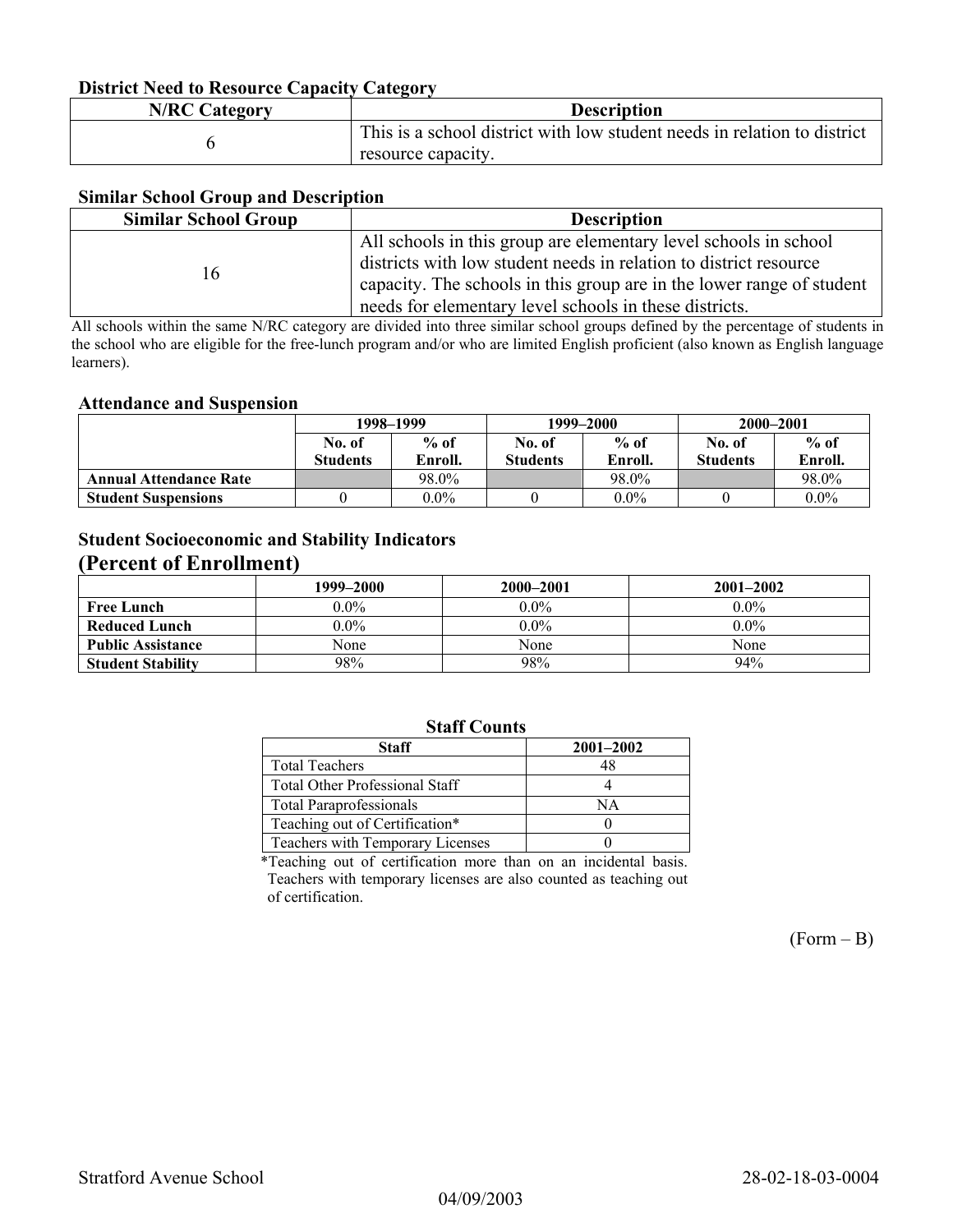### District Need to Resource Capacity Category

| N/RC Category | Description |
|---|---|
| 6 | This is a school district with low student needs in relation to district resource capacity. |

### Similar School Group and Description

| Similar School Group | Description |
|---|---|
| 16 | All schools in this group are elementary level schools in school districts with low student needs in relation to district resource capacity. The schools in this group are in the lower range of student needs for elementary level schools in these districts. |

All schools within the same N/RC category are divided into three similar school groups defined by the percentage of students in the school who are eligible for the free-lunch program and/or who are limited English proficient (also known as English language learners).

### Attendance and Suspension

| | 1998–1999 | | 1999–2000 | | 2000–2001 | |
|---|---|---|---|---|---|---|
| | No. of Students | % of Enroll. | No. of Students | % of Enroll. | No. of Students | % of Enroll. |
| **Annual Attendance Rate** | | 98.0% | | 98.0% | | 98.0% |
| **Student Suspensions** | 0 | 0.0% | 0 | 0.0% | 0 | 0.0% |

### Student Socioeconomic and Stability Indicators
## (Percent of Enrollment)

| | 1999–2000 | 2000–2001 | 2001–2002 |
|---|---|---|---|
| **Free Lunch** | 0.0% | 0.0% | 0.0% |
| **Reduced Lunch** | 0.0% | 0.0% | 0.0% |
| **Public Assistance** | None | None | None |
| **Student Stability** | 98% | 98% | 94% |

### Staff Counts

| Staff | 2001–2002 |
|---|---|
| Total Teachers | 48 |
| Total Other Professional Staff | 4 |
| Total Paraprofessionals | NA |
| Teaching out of Certification* | 0 |
| Teachers with Temporary Licenses | 0 |

*Teaching out of certification more than on an incidental basis. Teachers with temporary licenses are also counted as teaching out of certification.

(Form – B)

Stratford Avenue School 28-02-18-03-0004

04/09/2003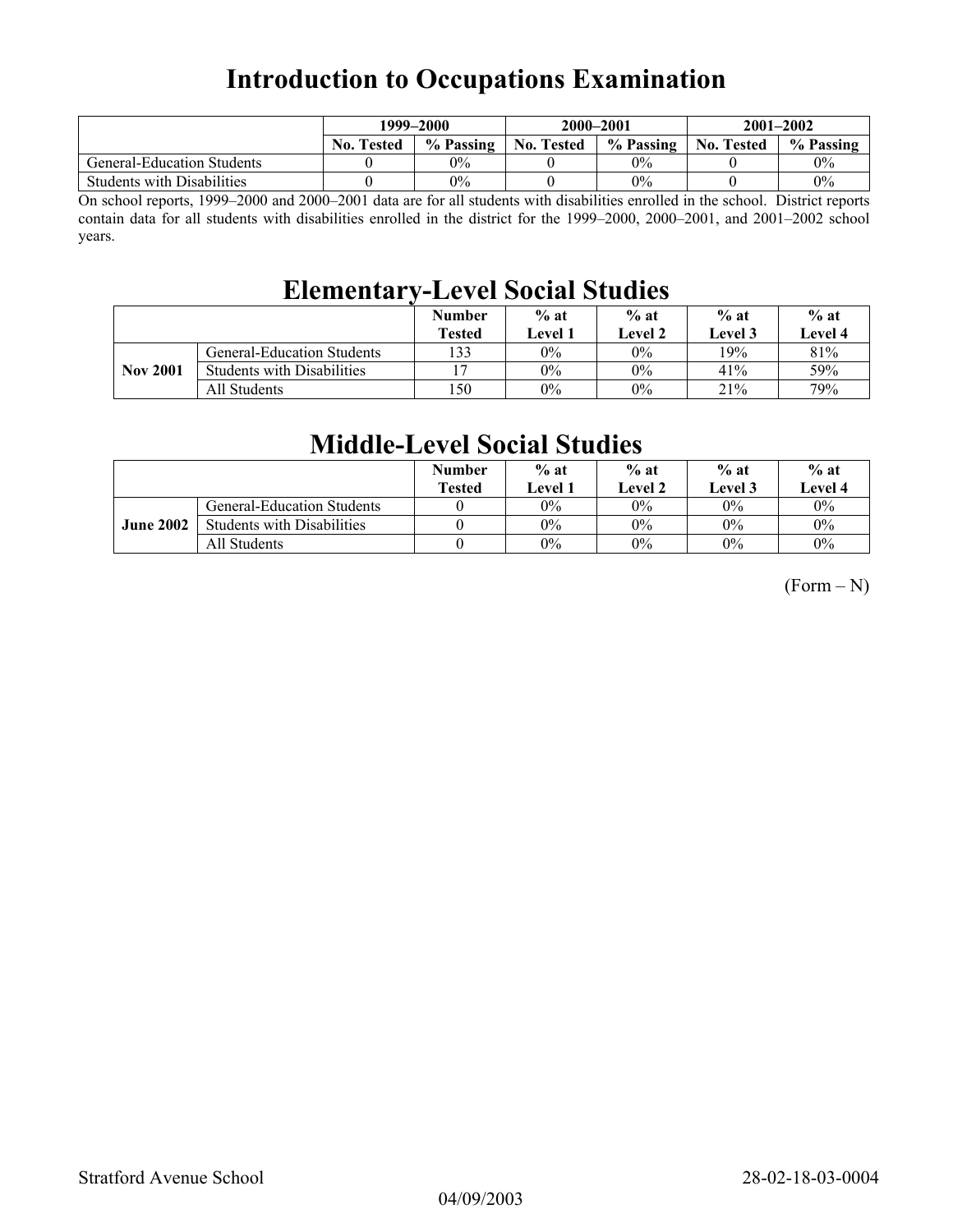# Introduction to Occupations Examination

| | 1999–2000 | | 2000–2001 | | 2001–2002 | |
|---|---|---|---|---|---|---|
| | No. Tested | % Passing | No. Tested | % Passing | No. Tested | % Passing |
| General-Education Students | 0 | 0% | 0 | 0% | 0 | 0% |
| Students with Disabilities | 0 | 0% | 0 | 0% | 0 | 0% |

On school reports, 1999–2000 and 2000–2001 data are for all students with disabilities enrolled in the school. District reports contain data for all students with disabilities enrolled in the district for the 1999–2000, 2000–2001, and 2001–2002 school years.

# Elementary-Level Social Studies

| | | Number Tested | % at Level 1 | % at Level 2 | % at Level 3 | % at Level 4 |
|---|---|---|---|---|---|---|
| **Nov 2001** | General-Education Students | 133 | 0% | 0% | 19% | 81% |
| | Students with Disabilities | 17 | 0% | 0% | 41% | 59% |
| | All Students | 150 | 0% | 0% | 21% | 79% |

# Middle-Level Social Studies

| | | Number Tested | % at Level 1 | % at Level 2 | % at Level 3 | % at Level 4 |
|---|---|---|---|---|---|---|
| **June 2002** | General-Education Students | 0 | 0% | 0% | 0% | 0% |
| | Students with Disabilities | 0 | 0% | 0% | 0% | 0% |
| | All Students | 0 | 0% | 0% | 0% | 0% |

(Form – N)